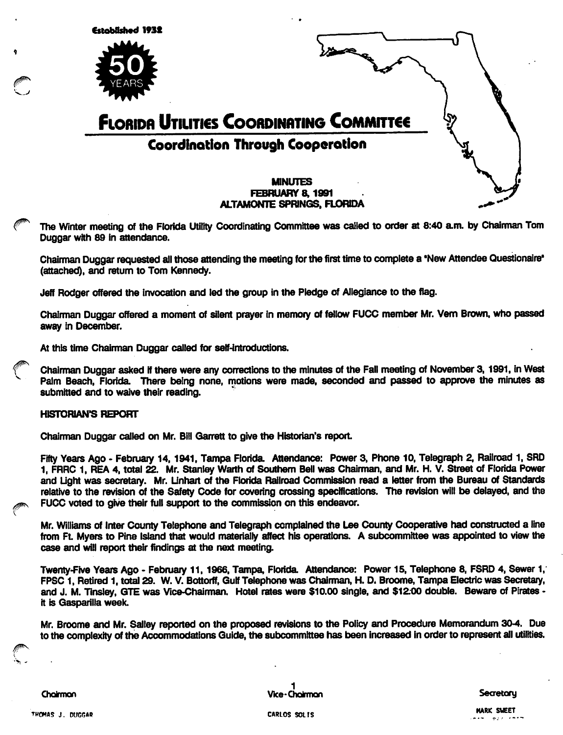Established 1932

50 YEARS

# Florida Utilities Coordinating Committee

## Coordination Through Cooperation

**MINUTES**
**FEBRUARY 8, 1991**
**ALTAMONTE SPRINGS, FLORIDA**

The Winter meeting of the Florida Utility Coordinating Committee was called to order at 8:40 a.m. by Chairman Tom Duggar with 89 in attendance.

Chairman Duggar requested all those attending the meeting for the first time to complete a "New Attendee Questionaire" (attached), and return to Tom Kennedy.

Jeff Rodger offered the invocation and led the group in the Pledge of Allegiance to the flag.

Chairman Duggar offered a moment of silent prayer in memory of fellow FUCC member Mr. Vern Brown, who passed away in December.

At this time Chairman Duggar called for self-introductions.

Chairman Duggar asked if there were any corrections to the minutes of the Fall meeting of November 3, 1991, in West Palm Beach, Florida. There being none, motions were made, seconded and passed to approve the minutes as submitted and to waive their reading.

**HISTORIAN'S REPORT**

Chairman Duggar called on Mr. Bill Garrett to give the Historian's report.

Fifty Years Ago - February 14, 1941, Tampa Florida. Attendance: Power 3, Phone 10, Telegraph 2, Railroad 1, SRD 1, FRRC 1, REA 4, total 22. Mr. Stanley Warth of Southern Bell was Chairman, and Mr. H. V. Street of Florida Power and Light was secretary. Mr. Linhart of the Florida Railroad Commission read a letter from the Bureau of Standards relative to the revision of the Safety Code for covering crossing specifications. The revision will be delayed, and the FUCC voted to give their full support to the commission on this endeavor.

Mr. Williams of Inter County Telephone and Telegraph complained the Lee County Cooperative had constructed a line from Ft. Myers to Pine Island that would materially affect his operations. A subcommittee was appointed to view the case and will report their findings at the next meeting.

Twenty-Five Years Ago - February 11, 1966, Tampa, Florida. Attendance: Power 15, Telephone 8, FSRD 4, Sewer 1, FPSC 1, Retired 1, total 29. W. V. Bottorff, Gulf Telephone was Chairman, H. D. Broome, Tampa Electric was Secretary, and J. M. Tinsley, GTE was Vice-Chairman. Hotel rates were $10.00 single, and $12.00 double. Beware of Pirates - it is Gasparilla week.

Mr. Broome and Mr. Salley reported on the proposed revisions to the Policy and Procedure Memorandum 30-4. Due to the complexity of the Accommodations Guide, the subcommittee has been increased in order to represent all utilities.

| Chairman | Vice-Chairman | Secretary |
|---|---|---|
| THOMAS J. DUGGAR | CARLOS SOLIS | MARK SWEET |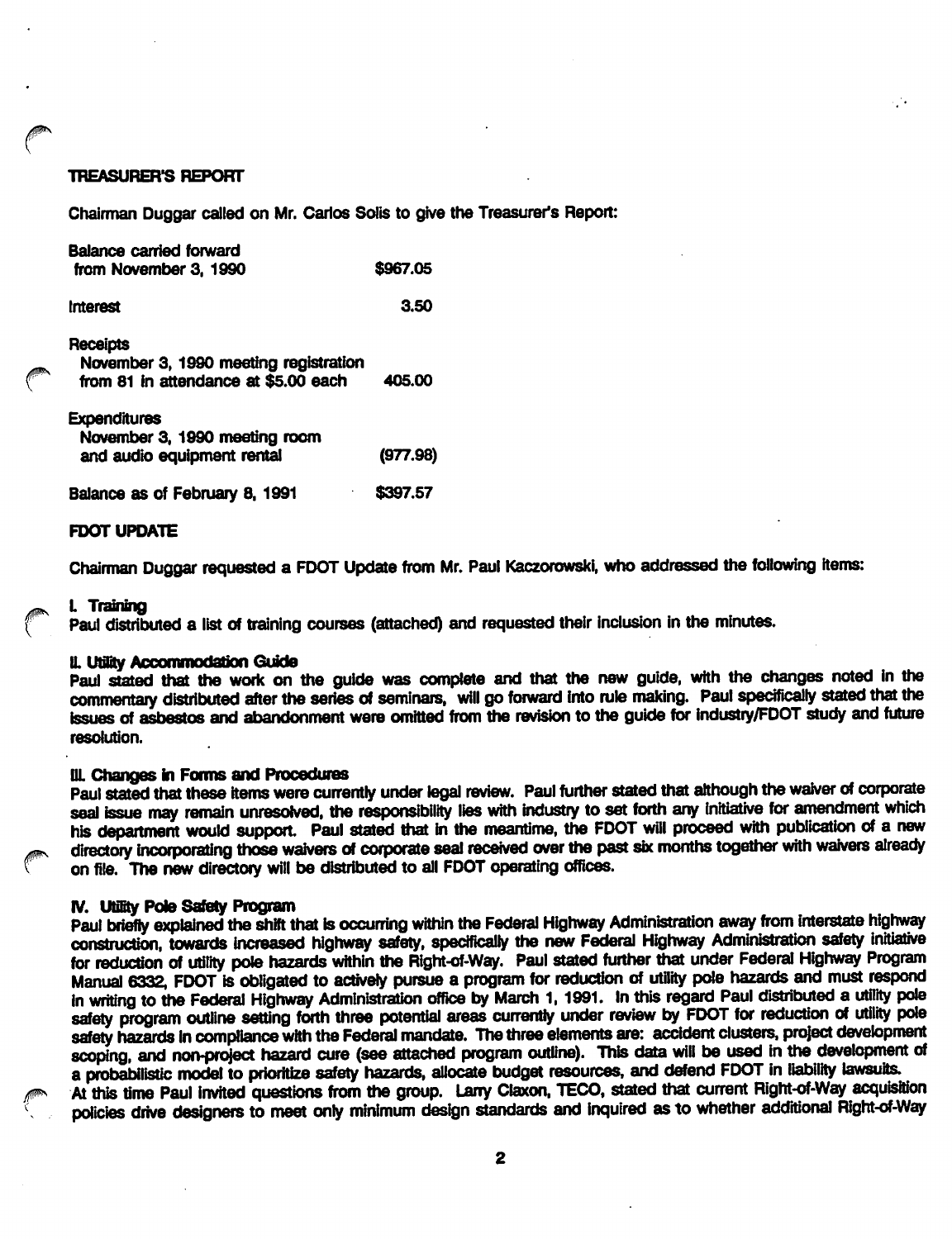## TREASURER'S REPORT

Chairman Duggar called on Mr. Carlos Solis to give the Treasurer's Report:

| | |
|---|---|
| Balance carried forward from November 3, 1990 | $967.05 |
| Interest | 3.50 |
| Receipts<br>November 3, 1990 meeting registration from 81 in attendance at $5.00 each | 405.00 |
| Expenditures<br>November 3, 1990 meeting room and audio equipment rental | (977.98) |
| Balance as of February 8, 1991 | $397.57 |

## FDOT UPDATE

Chairman Duggar requested a FDOT Update from Mr. Paul Kaczorowski, who addressed the following items:

**I. Training**

Paul distributed a list of training courses (attached) and requested their inclusion in the minutes.

**II. Utility Accommodation Guide**

Paul stated that the work on the guide was complete and that the new guide, with the changes noted in the commentary distributed after the series of seminars, will go forward into rule making. Paul specifically stated that the issues of asbestos and abandonment were omitted from the revision to the guide for industry/FDOT study and future resolution.

**III. Changes in Forms and Procedures**

Paul stated that these items were currently under legal review. Paul further stated that although the waiver of corporate seal issue may remain unresolved, the responsibility lies with industry to set forth any initiative for amendment which his department would support. Paul stated that in the meantime, the FDOT will proceed with publication of a new directory incorporating those waivers of corporate seal received over the past six months together with waivers already on file. The new directory will be distributed to all FDOT operating offices.

**IV. Utility Pole Safety Program**

Paul briefly explained the shift that is occurring within the Federal Highway Administration away from interstate highway construction, towards increased highway safety, specifically the new Federal Highway Administration safety initiative for reduction of utility pole hazards within the Right-of-Way. Paul stated further that under Federal Highway Program Manual 6332, FDOT is obligated to actively pursue a program for reduction of utility pole hazards and must respond in writing to the Federal Highway Administration office by March 1, 1991. In this regard Paul distributed a utility pole safety program outline setting forth three potential areas currently under review by FDOT for reduction of utility pole safety hazards in compliance with the Federal mandate. The three elements are: accident clusters, project development scoping, and non-project hazard cure (see attached program outline). This data will be used in the development of a probabilistic model to prioritize safety hazards, allocate budget resources, and defend FDOT in liability lawsuits.

At this time Paul invited questions from the group. Larry Claxon, TECO, stated that current Right-of-Way acquisition policies drive designers to meet only minimum design standards and inquired as to whether additional Right-of-Way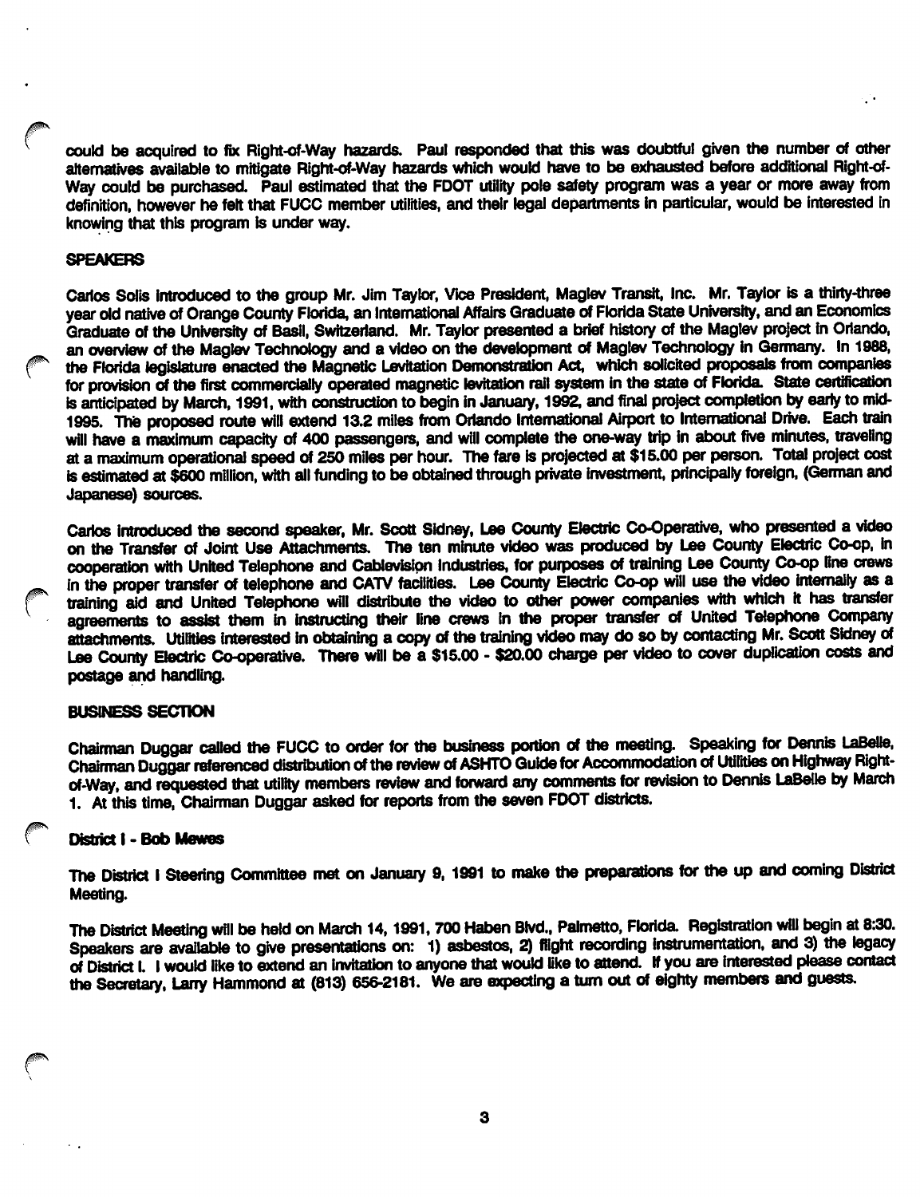could be acquired to fix Right-of-Way hazards. Paul responded that this was doubtful given the number of other alternatives available to mitigate Right-of-Way hazards which would have to be exhausted before additional Right-of-Way could be purchased. Paul estimated that the FDOT utility pole safety program was a year or more away from definition, however he felt that FUCC member utilities, and their legal departments in particular, would be interested in knowing that this program is under way.

**SPEAKERS**

Carlos Solis introduced to the group Mr. Jim Taylor, Vice President, Maglev Transit, Inc. Mr. Taylor is a thirty-three year old native of Orange County Florida, an International Affairs Graduate of Florida State University, and an Economics Graduate of the University of Basil, Switzerland. Mr. Taylor presented a brief history of the Maglev project in Orlando, an overview of the Maglev Technology and a video on the development of Maglev Technology in Germany. In 1988, the Florida legislature enacted the Magnetic Levitation Demonstration Act, which solicited proposals from companies for provision of the first commercially operated magnetic levitation rail system in the state of Florida. State certification is anticipated by March, 1991, with construction to begin in January, 1992, and final project completion by early to mid-1995. The proposed route will extend 13.2 miles from Orlando International Airport to International Drive. Each train will have a maximum capacity of 400 passengers, and will complete the one-way trip in about five minutes, traveling at a maximum operational speed of 250 miles per hour. The fare is projected at $15.00 per person. Total project cost is estimated at $600 million, with all funding to be obtained through private investment, principally foreign, (German and Japanese) sources.

Carlos introduced the second speaker, Mr. Scott Sidney, Lee County Electric Co-Operative, who presented a video on the Transfer of Joint Use Attachments. The ten minute video was produced by Lee County Electric Co-op, in cooperation with United Telephone and Cablevision Industries, for purposes of training Lee County Co-op line crews in the proper transfer of telephone and CATV facilities. Lee County Electric Co-op will use the video internally as a training aid and United Telephone will distribute the video to other power companies with which it has transfer agreements to assist them in instructing their line crews in the proper transfer of United Telephone Company attachments. Utilities interested in obtaining a copy of the training video may do so by contacting Mr. Scott Sidney of Lee County Electric Co-operative. There will be a $15.00 - $20.00 charge per video to cover duplication costs and postage and handling.

**BUSINESS SECTION**

Chairman Duggar called the FUCC to order for the business portion of the meeting. Speaking for Dennis LaBelle, Chairman Duggar referenced distribution of the review of ASHTO Guide for Accommodation of Utilities on Highway Right-of-Way, and requested that utility members review and forward any comments for revision to Dennis LaBelle by March 1. At this time, Chairman Duggar asked for reports from the seven FDOT districts.

**District I - Bob Mewes**

The District I Steering Committee met on January 9, 1991 to make the preparations for the up and coming District Meeting.

The District Meeting will be held on March 14, 1991, 700 Haben Blvd., Palmetto, Florida. Registration will begin at 8:30. Speakers are available to give presentations on: 1) asbestos, 2) flight recording instrumentation, and 3) the legacy of District I. I would like to extend an invitation to anyone that would like to attend. If you are interested please contact the Secretary, Larry Hammond at (813) 656-2181. We are expecting a turn out of eighty members and guests.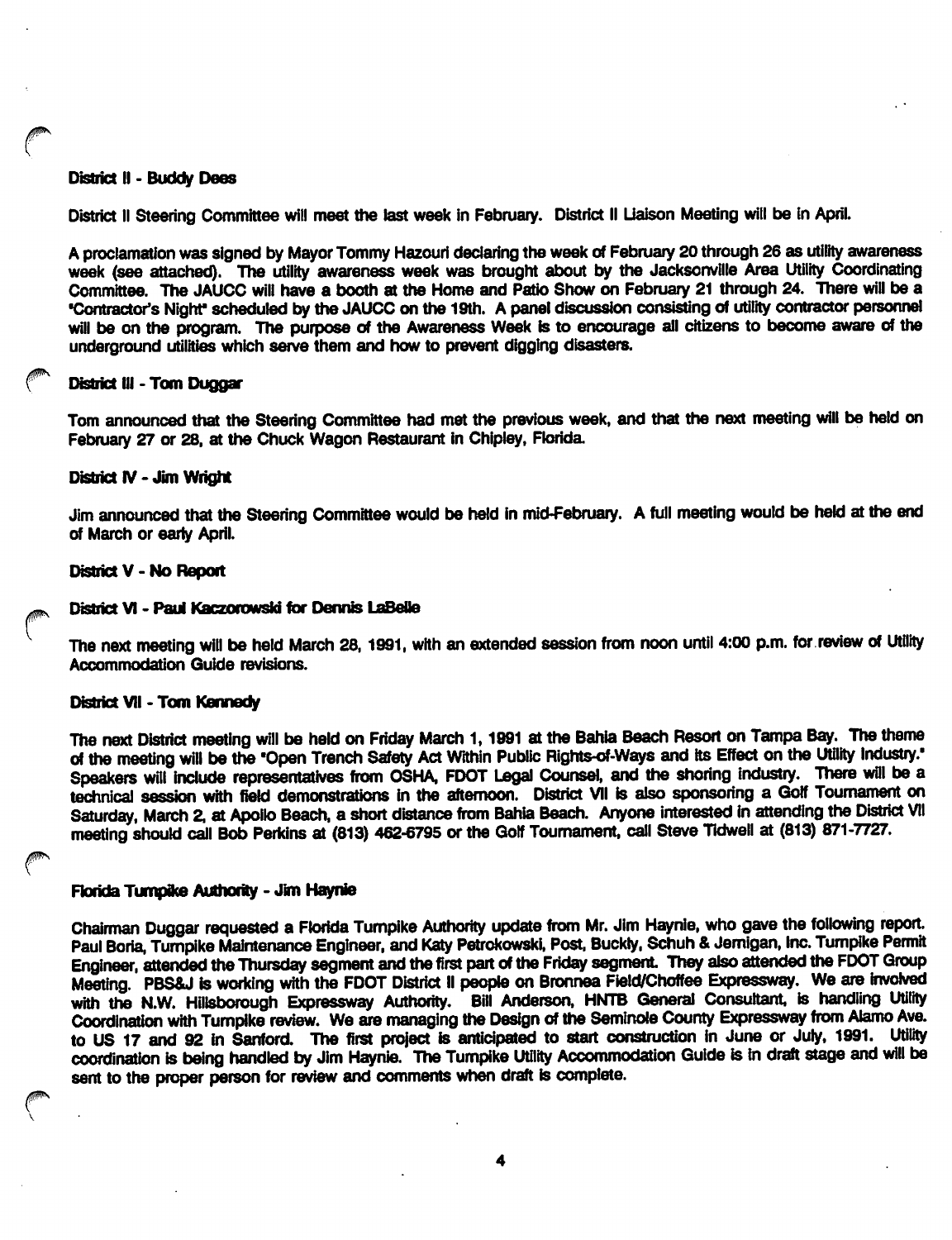**District II - Buddy Dees**

District II Steering Committee will meet the last week in February. District II Liaison Meeting will be in April.

A proclamation was signed by Mayor Tommy Hazouri declaring the week of February 20 through 26 as utility awareness week (see attached). The utility awareness week was brought about by the Jacksonville Area Utility Coordinating Committee. The JAUCC will have a booth at the Home and Patio Show on February 21 through 24. There will be a "Contractor's Night" scheduled by the JAUCC on the 19th. A panel discussion consisting of utility contractor personnel will be on the program. The purpose of the Awareness Week is to encourage all citizens to become aware of the underground utilities which serve them and how to prevent digging disasters.

**District III - Tom Duggar**

Tom announced that the Steering Committee had met the previous week, and that the next meeting will be held on February 27 or 28, at the Chuck Wagon Restaurant in Chipley, Florida.

**District IV - Jim Wright**

Jim announced that the Steering Committee would be held in mid-February. A full meeting would be held at the end of March or early April.

**District V - No Report**

**District VI - Paul Kaczorowski for Dennis LaBelle**

The next meeting will be held March 28, 1991, with an extended session from noon until 4:00 p.m. for review of Utility Accommodation Guide revisions.

**District VII - Tom Kennedy**

The next District meeting will be held on Friday March 1, 1991 at the Bahia Beach Resort on Tampa Bay. The theme of the meeting will be the "Open Trench Safety Act Within Public Rights-of-Ways and Its Effect on the Utility Industry." Speakers will include representatives from OSHA, FDOT Legal Counsel, and the shoring industry. There will be a technical session with field demonstrations in the afternoon. District VII is also sponsoring a Golf Tournament on Saturday, March 2, at Apollo Beach, a short distance from Bahia Beach. Anyone interested in attending the District VII meeting should call Bob Perkins at (813) 462-6795 or the Golf Tournament, call Steve Tidwell at (813) 871-7727.

**Florida Turnpike Authority - Jim Haynie**

Chairman Duggar requested a Florida Turnpike Authority update from Mr. Jim Haynie, who gave the following report. Paul Boria, Turnpike Maintenance Engineer, and Katy Petrokowski, Post, Buckly, Schuh & Jernigan, Inc. Turnpike Permit Engineer, attended the Thursday segment and the first part of the Friday segment. They also attended the FDOT Group Meeting. PBS&J is working with the FDOT District II people on Bronnea Field/Choffee Expressway. We are involved with the N.W. Hillsborough Expressway Authority. Bill Anderson, HNTB General Consultant, is handling Utility Coordination with Turnpike review. We are managing the Design of the Seminole County Expressway from Alamo Ave. to US 17 and 92 in Sanford. The first project is anticipated to start construction in June or July, 1991. Utility coordination is being handled by Jim Haynie. The Turnpike Utility Accommodation Guide is in draft stage and will be sent to the proper person for review and comments when draft is complete.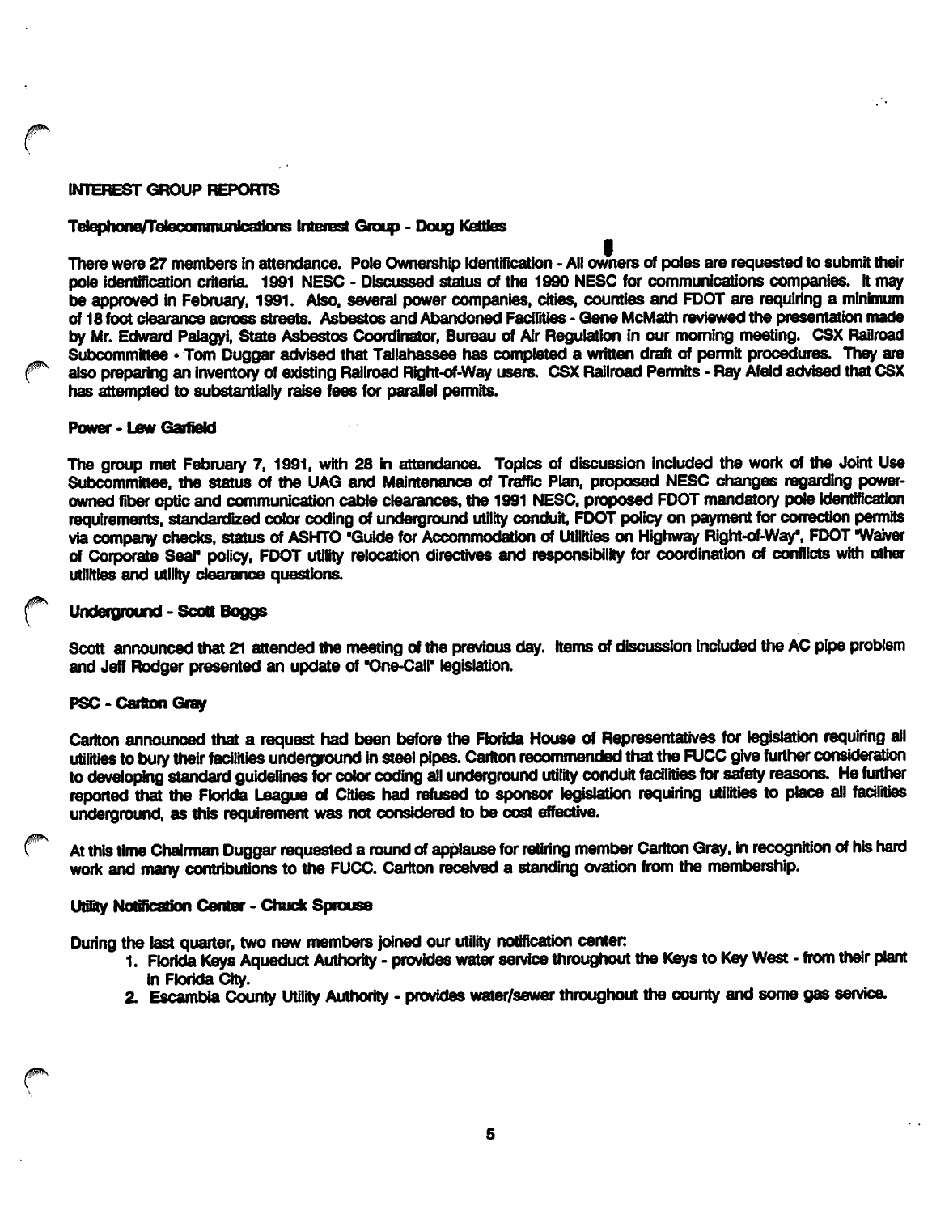## INTEREST GROUP REPORTS

### Telephone/Telecommunications Interest Group - Doug Kettles

There were 27 members in attendance. Pole Ownership Identification - All owners of poles are requested to submit their pole identification criteria. 1991 NESC - Discussed status of the 1990 NESC for communications companies. It may be approved in February, 1991. Also, several power companies, cities, counties and FDOT are requiring a minimum of 18 foot clearance across streets. Asbestos and Abandoned Facilities - Gene McMath reviewed the presentation made by Mr. Edward Palagyi, State Asbestos Coordinator, Bureau of Air Regulation in our morning meeting. CSX Railroad Subcommittee - Tom Duggar advised that Tallahassee has completed a written draft of permit procedures. They are also preparing an inventory of existing Railroad Right-of-Way users. CSX Railroad Permits - Ray Afeld advised that CSX has attempted to substantially raise fees for parallel permits.

### Power - Lew Garfield

The group met February 7, 1991, with 28 in attendance. Topics of discussion included the work of the Joint Use Subcommittee, the status of the UAG and Maintenance of Traffic Plan, proposed NESC changes regarding power-owned fiber optic and communication cable clearances, the 1991 NESC, proposed FDOT mandatory pole identification requirements, standardized color coding of underground utility conduit, FDOT policy on payment for correction permits via company checks, status of ASHTO "Guide for Accommodation of Utilities on Highway Right-of-Way", FDOT "Waiver of Corporate Seal" policy, FDOT utility relocation directives and responsibility for coordination of conflicts with other utilities and utility clearance questions.

### Underground - Scott Boggs

Scott announced that 21 attended the meeting of the previous day. Items of discussion included the AC pipe problem and Jeff Rodger presented an update of "One-Call" legislation.

### PSC - Carlton Gray

Carlton announced that a request had been before the Florida House of Representatives for legislation requiring all utilities to bury their facilities underground in steel pipes. Carlton recommended that the FUCC give further consideration to developing standard guidelines for color coding all underground utility conduit facilities for safety reasons. He further reported that the Florida League of Cities had refused to sponsor legislation requiring utilities to place all facilities underground, as this requirement was not considered to be cost effective.

At this time Chairman Duggar requested a round of applause for retiring member Carlton Gray, in recognition of his hard work and many contributions to the FUCC. Carlton received a standing ovation from the membership.

### Utility Notification Center - Chuck Sprouse

During the last quarter, two new members joined our utility notification center:

1. Florida Keys Aqueduct Authority - provides water service throughout the Keys to Key West - from their plant in Florida City.
2. Escambia County Utility Authority - provides water/sewer throughout the county and some gas service.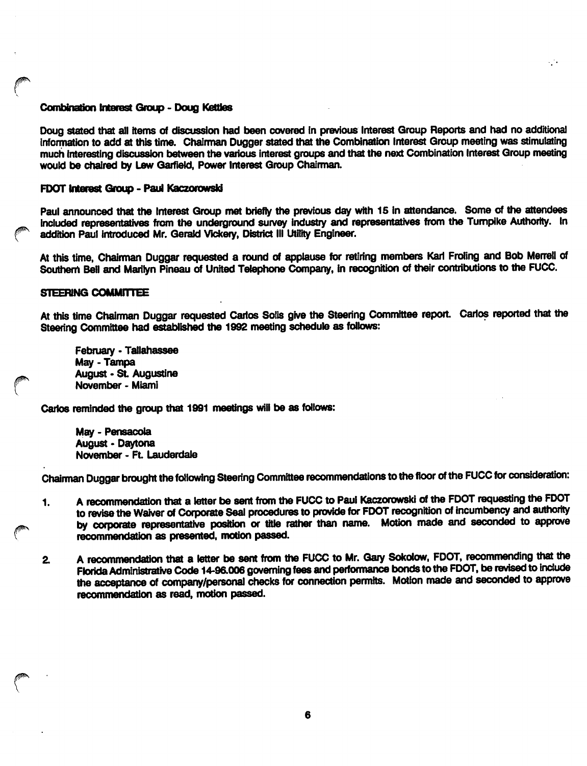**Combination Interest Group - Doug Kettles**

Doug stated that all items of discussion had been covered in previous Interest Group Reports and had no additional information to add at this time. Chairman Dugger stated that the Combination Interest Group meeting was stimulating much interesting discussion between the various interest groups and that the next Combination Interest Group meeting would be chaired by Lew Garfield, Power Interest Group Chairman.

**FDOT Interest Group - Paul Kaczorowski**

Paul announced that the Interest Group met briefly the previous day with 15 in attendance. Some of the attendees included representatives from the underground survey industry and representatives from the Turnpike Authority. In addition Paul introduced Mr. Gerald Vickery, District III Utility Engineer.

At this time, Chairman Duggar requested a round of applause for retiring members Karl Froling and Bob Merrell of Southern Bell and Marilyn Pineau of United Telephone Company, in recognition of their contributions to the FUCC.

**STEERING COMMITTEE**

At this time Chairman Duggar requested Carlos Solis give the Steering Committee report. Carlos reported that the Steering Committee had established the 1992 meeting schedule as follows:

February - Tallahassee
May - Tampa
August - St. Augustine
November - Miami

Carlos reminded the group that 1991 meetings will be as follows:

May - Pensacola
August - Daytona
November - Ft. Lauderdale

Chairman Duggar brought the following Steering Committee recommendations to the floor of the FUCC for consideration:

1. A recommendation that a letter be sent from the FUCC to Paul Kaczorowski of the FDOT requesting the FDOT to revise the Waiver of Corporate Seal procedures to provide for FDOT recognition of incumbency and authority by corporate representative position or title rather than name. Motion made and seconded to approve recommendation as presented, motion passed.

2. A recommendation that a letter be sent from the FUCC to Mr. Gary Sokolow, FDOT, recommending that the Florida Administrative Code 14-96.006 governing fees and performance bonds to the FDOT, be revised to include the acceptance of company/personal checks for connection permits. Motion made and seconded to approve recommendation as read, motion passed.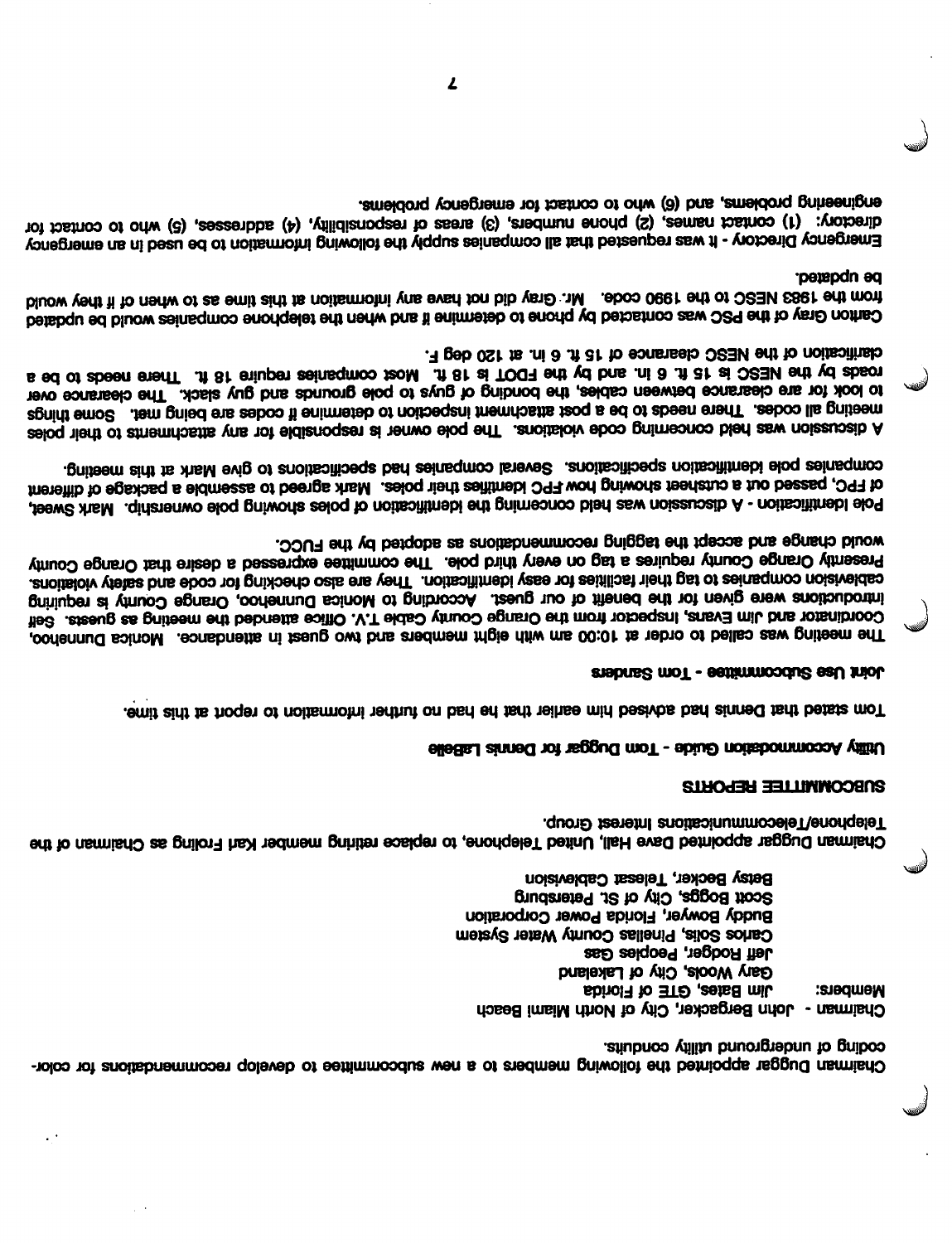Chairman Duggar appointed the following members to a new subcommittee to develop recommendations for color-coding of underground utility conduits.

Chairman - John Bergacker, City of North Miami Beach

Members: Jim Bates, GTE of Florida
Gary Wools, City of Lakeland
Jeff Rodger, Peoples Gas
Carlos Solis, Pinellas County Water System
Buddy Bowyer, Florida Power Corporation
Scott Boggs, City of St. Petersburg
Betsy Becker, Telesat Cablevision

Chairman Duggar appointed Dave Hall, United Telephone, to replace retiring member Karl Froling as Chairman of the Telephone/Telecommunications Interest Group.

## SUBCOMMITTEE REPORTS

**Utility Accommodation Guide - Tom Duggar for Dennis LaBelle**

Tom stated that Dennis had advised him earlier that he had no further information to report at this time.

**Joint Use Subcommittee - Tom Sanders**

The meeting was called to order at 10:00 am with eight members and two guest in attendance. Monica Dunnehoo, Coordinator and Jim Evans, Inspector from the Orange County Cable T.V. Office attended the meeting as guests. Self introductions were given for the benefit of our guest. According to Monica Dunnehoo, Orange County is requiring cablevision companies to tag their facilites for easy identification. They are also checking for code and safety violations. Presently Orange County requires a tag on every third pole. The commitee expressed a desire that Orange County would change and accept the tagging recommendations as adopted by the FUCC.

Pole Identification - A discussion was held concerning the identification of poles showing pole ownership. Mark Sweet, of FPC, passed out a cutsheet showing how FPC identifies their poles. Mark agreed to assemble a package of different companies pole identification specifications. Several companies had specifications to give Mark at this meeting.

A discussion was held concerning code violations. The pole owner is responsible for any attachments to their poles meeting all codes. There needs to be a post attachment inspection to determine if codes are being met. Some things to look for are clearance between cables, the bonding of guys to pole grounds and guy slack. The clearance over roads by the NESC is 15 ft. 6 in. and by the FDOT is 18 ft. Most companies require 18 ft. There needs to be a clarification of the NESC clearance of 15 ft. 6 in. at 120 deg F.

Carlton Gray of the PSC was contacted by phone to determine if and when the telephone companies would be updated from the 1983 NESC to the 1990 code. Mr. Gray did not have any information at this time as to when or if they would be updated.

Emergency Directory - It was requested that all companies supply the following information to be used in an emergency directory: (1) contact names, (2) phone numbers, (3) areas of responsibility, (4) addresses, (5) who to contact for engineering problems, and (6) who to contact for emergency problems.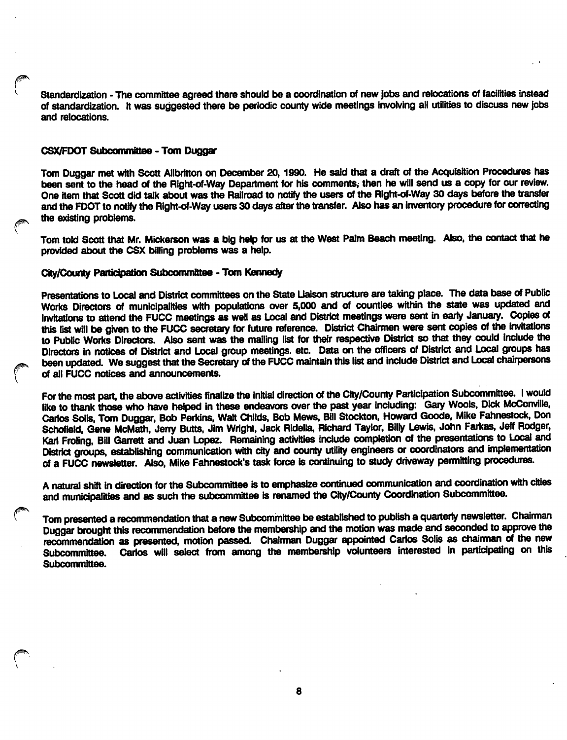Standardization - The committee agreed there should be a coordination of new jobs and relocations of facilities instead of standardization. It was suggested there be periodic county wide meetings involving all utilities to discuss new jobs and relocations.

**CSX/FDOT Subcommittee - Tom Duggar**

Tom Duggar met with Scott Allbritton on December 20, 1990. He said that a draft of the Acquisition Procedures has been sent to the head of the Right-of-Way Department for his comments, then he will send us a copy for our review. One item that Scott did talk about was the Railroad to notify the users of the Right-of-Way 30 days before the transfer and the FDOT to notify the Right-of-Way users 30 days after the transfer. Also has an inventory procedure for correcting the existing problems.

Tom told Scott that Mr. Mickerson was a big help for us at the West Palm Beach meeting. Also, the contact that he provided about the CSX billing problems was a help.

**City/County Participation Subcommittee - Tom Kennedy**

Presentations to Local and District committees on the State Liaison structure are taking place. The data base of Public Works Directors of municipalities with populations over 5,000 and of counties within the state was updated and invitations to attend the FUCC meetings as well as Local and District meetings were sent in early January. Copies of this list will be given to the FUCC secretary for future reference. District Chairmen were sent copies of the invitations to Public Works Directors. Also sent was the mailing list for their respective District so that they could include the Directors in notices of District and Local group meetings. etc. Data on the officers of District and Local groups has been updated. We suggest that the Secretary of the FUCC maintain this list and include District and Local chairpersons of all FUCC notices and announcements.

For the most part, the above activities finalize the initial direction of the City/County Participation Subcommittee. I would like to thank those who have helped in these endeavors over the past year including: Gary Wools, Dick McConville, Carlos Solis, Tom Duggar, Bob Perkins, Walt Childs, Bob Mews, Bill Stockton, Howard Goode, Mike Fahnestock, Don Schofield, Gene McMath, Jerry Butts, Jim Wright, Jack Ridella, Richard Taylor, Billy Lewis, John Farkas, Jeff Rodger, Karl Froling, Bill Garrett and Juan Lopez. Remaining activities include completion of the presentations to Local and District groups, establishing communication with city and county utility engineers or coordinators and implementation of a FUCC newsletter. Also, Mike Fahnestock's task force is continuing to study driveway permitting procedures.

A natural shift in direction for the Subcommittee is to emphasize continued communication and coordination with cities and municipalities and as such the subcommittee is renamed the City/County Coordination Subcommittee.

Tom presented a recommendation that a new Subcommittee be established to publish a quarterly newsletter. Chairman Duggar brought this recommendation before the membership and the motion was made and seconded to approve the recommendation as presented, motion passed. Chairman Duggar appointed Carlos Solis as chairman of the new Subcommittee. Carlos will select from among the membership volunteers interested in participating on this Subcommittee.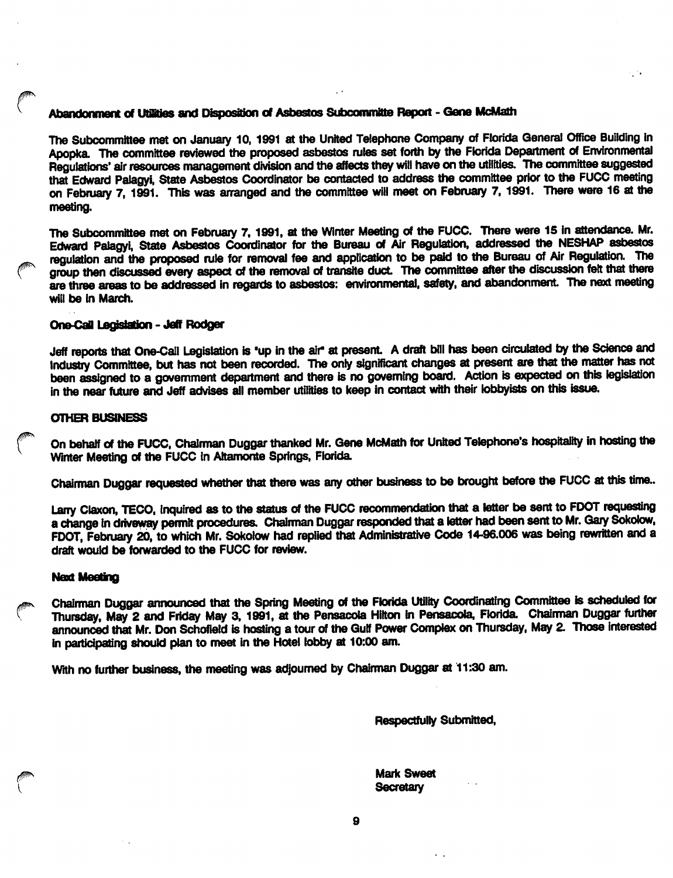**Abandonment of Utilities and Disposition of Asbestos Subcommitte Report - Gene McMath**

The Subcommittee met on January 10, 1991 at the United Telephone Company of Florida General Office Building in Apopka. The committee reviewed the proposed asbestos rules set forth by the Florida Department of Environmental Regulations' air resources management division and the affects they will have on the utilities. The committee suggested that Edward Palagyi, State Asbestos Coordinator be contacted to address the committee prior to the FUCC meeting on February 7, 1991. This was arranged and the committee will meet on February 7, 1991. There were 16 at the meeting.

The Subcommittee met on February 7, 1991, at the Winter Meeting of the FUCC. There were 15 in attendance. Mr. Edward Palagyi, State Asbestos Coordinator for the Bureau of Air Regulation, addressed the NESHAP asbestos regulation and the proposed rule for removal fee and application to be paid to the Bureau of Air Regulation. The group then discussed every aspect of the removal of transite duct. The committee after the discussion felt that there are three areas to be addressed in regards to asbestos: environmental, safety, and abandonment. The next meeting will be in March.

**One-Call Legislation - Jeff Rodger**

Jeff reports that One-Call Legislation is "up in the air" at present. A draft bill has been circulated by the Science and Industry Committee, but has not been recorded. The only significant changes at present are that the matter has not been assigned to a government department and there is no governing board. Action is expected on this legislation in the near future and Jeff advises all member utilities to keep in contact with their lobbyists on this issue.

**OTHER BUSINESS**

On behalf of the FUCC, Chairman Duggar thanked Mr. Gene McMath for United Telephone's hospitality in hosting the Winter Meeting of the FUCC in Altamonte Springs, Florida.

Chairman Duggar requested whether that there was any other business to be brought before the FUCC at this time..

Larry Claxon, TECO, inquired as to the status of the FUCC recommendation that a letter be sent to FDOT requesting a change in driveway permit procedures. Chairman Duggar responded that a letter had been sent to Mr. Gary Sokolow, FDOT, February 20, to which Mr. Sokolow had replied that Administrative Code 14-96.006 was being rewritten and a draft would be forwarded to the FUCC for review.

**Next Meeting**

Chairman Duggar announced that the Spring Meeting of the Florida Utility Coordinating Committee is scheduled for Thursday, May 2 and Friday May 3, 1991, at the Pensacola Hilton in Pensacola, Florida. Chairman Duggar further announced that Mr. Don Schofield is hosting a tour of the Gulf Power Complex on Thursday, May 2. Those interested in participating should plan to meet in the Hotel lobby at 10:00 am.

With no further business, the meeting was adjourned by Chairman Duggar at 11:30 am.

Respectfully Submitted,

Mark Sweet
Secretary